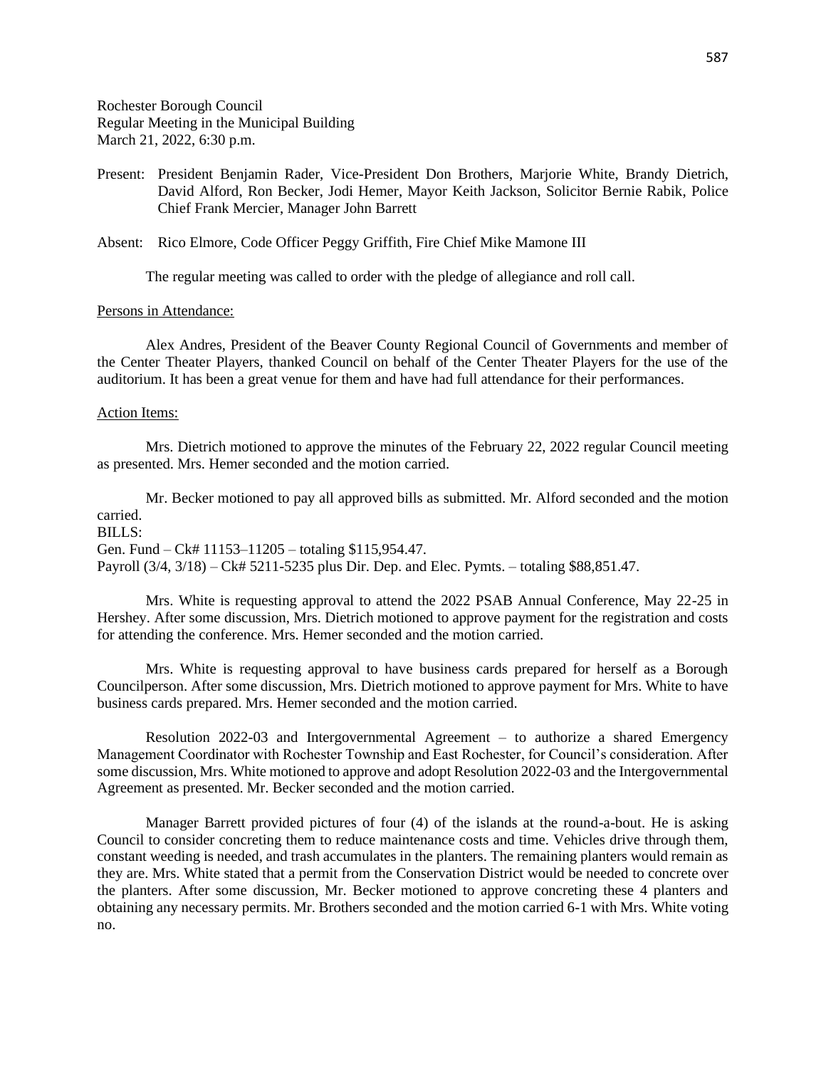Rochester Borough Council
Regular Meeting in the Municipal Building
March 21, 2022, 6:30 p.m.

Present: President Benjamin Rader, Vice-President Don Brothers, Marjorie White, Brandy Dietrich, David Alford, Ron Becker, Jodi Hemer, Mayor Keith Jackson, Solicitor Bernie Rabik, Police Chief Frank Mercier, Manager John Barrett

Absent: Rico Elmore, Code Officer Peggy Griffith, Fire Chief Mike Mamone III

The regular meeting was called to order with the pledge of allegiance and roll call.

Persons in Attendance:

Alex Andres, President of the Beaver County Regional Council of Governments and member of the Center Theater Players, thanked Council on behalf of the Center Theater Players for the use of the auditorium. It has been a great venue for them and have had full attendance for their performances.

Action Items:

Mrs. Dietrich motioned to approve the minutes of the February 22, 2022 regular Council meeting as presented. Mrs. Hemer seconded and the motion carried.

Mr. Becker motioned to pay all approved bills as submitted. Mr. Alford seconded and the motion carried.
BILLS:
Gen. Fund – Ck# 11153–11205 – totaling $115,954.47.
Payroll (3/4, 3/18) – Ck# 5211-5235 plus Dir. Dep. and Elec. Pymts. – totaling $88,851.47.

Mrs. White is requesting approval to attend the 2022 PSAB Annual Conference, May 22-25 in Hershey. After some discussion, Mrs. Dietrich motioned to approve payment for the registration and costs for attending the conference. Mrs. Hemer seconded and the motion carried.

Mrs. White is requesting approval to have business cards prepared for herself as a Borough Councilperson. After some discussion, Mrs. Dietrich motioned to approve payment for Mrs. White to have business cards prepared. Mrs. Hemer seconded and the motion carried.

Resolution 2022-03 and Intergovernmental Agreement – to authorize a shared Emergency Management Coordinator with Rochester Township and East Rochester, for Council's consideration. After some discussion, Mrs. White motioned to approve and adopt Resolution 2022-03 and the Intergovernmental Agreement as presented. Mr. Becker seconded and the motion carried.

Manager Barrett provided pictures of four (4) of the islands at the round-a-bout. He is asking Council to consider concreting them to reduce maintenance costs and time. Vehicles drive through them, constant weeding is needed, and trash accumulates in the planters. The remaining planters would remain as they are. Mrs. White stated that a permit from the Conservation District would be needed to concrete over the planters. After some discussion, Mr. Becker motioned to approve concreting these 4 planters and obtaining any necessary permits. Mr. Brothers seconded and the motion carried 6-1 with Mrs. White voting no.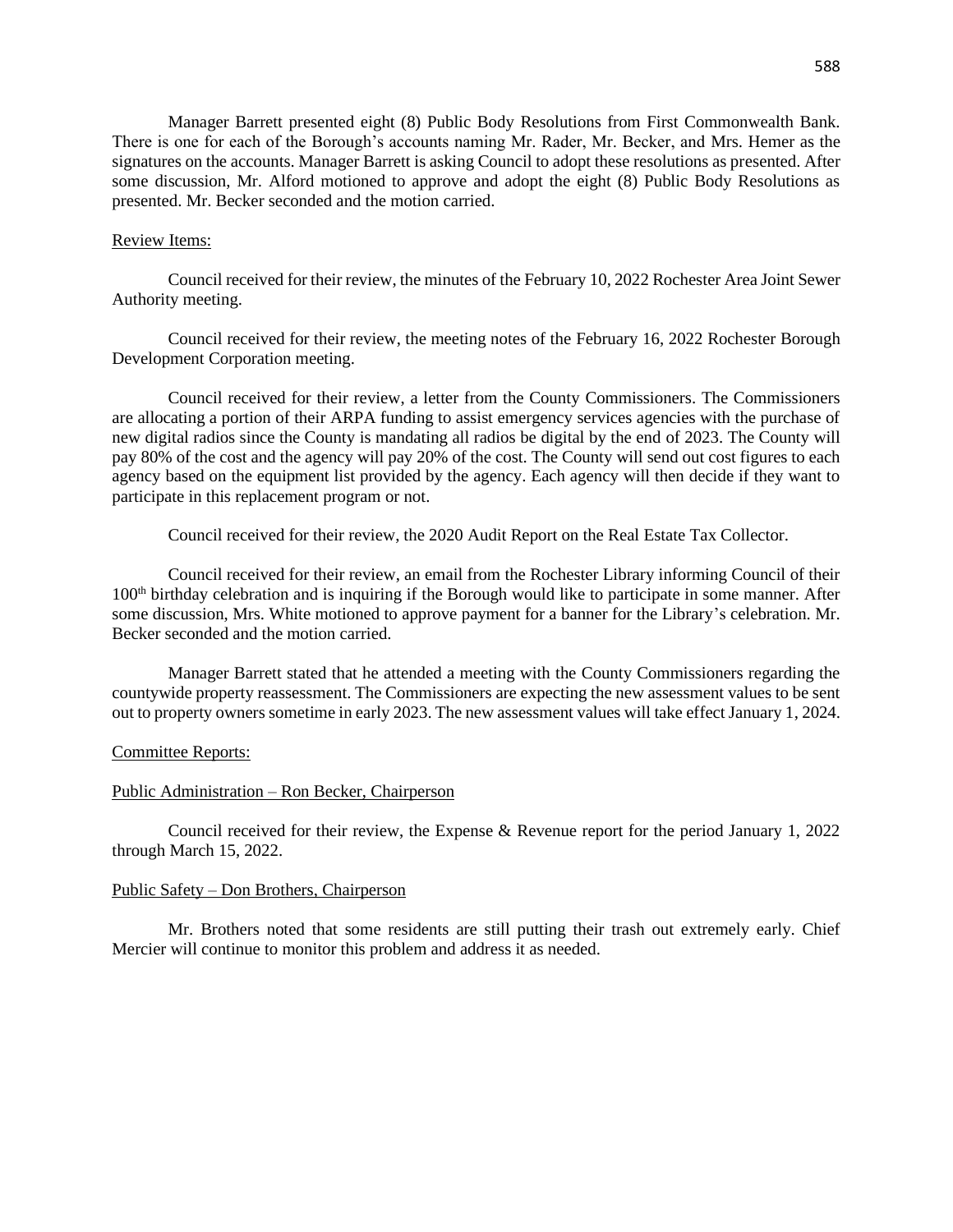Manager Barrett presented eight (8) Public Body Resolutions from First Commonwealth Bank. There is one for each of the Borough's accounts naming Mr. Rader, Mr. Becker, and Mrs. Hemer as the signatures on the accounts. Manager Barrett is asking Council to adopt these resolutions as presented. After some discussion, Mr. Alford motioned to approve and adopt the eight (8) Public Body Resolutions as presented. Mr. Becker seconded and the motion carried.

Review Items:

Council received for their review, the minutes of the February 10, 2022 Rochester Area Joint Sewer Authority meeting.

Council received for their review, the meeting notes of the February 16, 2022 Rochester Borough Development Corporation meeting.

Council received for their review, a letter from the County Commissioners. The Commissioners are allocating a portion of their ARPA funding to assist emergency services agencies with the purchase of new digital radios since the County is mandating all radios be digital by the end of 2023. The County will pay 80% of the cost and the agency will pay 20% of the cost. The County will send out cost figures to each agency based on the equipment list provided by the agency. Each agency will then decide if they want to participate in this replacement program or not.

Council received for their review, the 2020 Audit Report on the Real Estate Tax Collector.

Council received for their review, an email from the Rochester Library informing Council of their 100th birthday celebration and is inquiring if the Borough would like to participate in some manner. After some discussion, Mrs. White motioned to approve payment for a banner for the Library's celebration. Mr. Becker seconded and the motion carried.

Manager Barrett stated that he attended a meeting with the County Commissioners regarding the countywide property reassessment. The Commissioners are expecting the new assessment values to be sent out to property owners sometime in early 2023. The new assessment values will take effect January 1, 2024.

Committee Reports:

Public Administration – Ron Becker, Chairperson

Council received for their review, the Expense & Revenue report for the period January 1, 2022 through March 15, 2022.

Public Safety – Don Brothers, Chairperson

Mr. Brothers noted that some residents are still putting their trash out extremely early. Chief Mercier will continue to monitor this problem and address it as needed.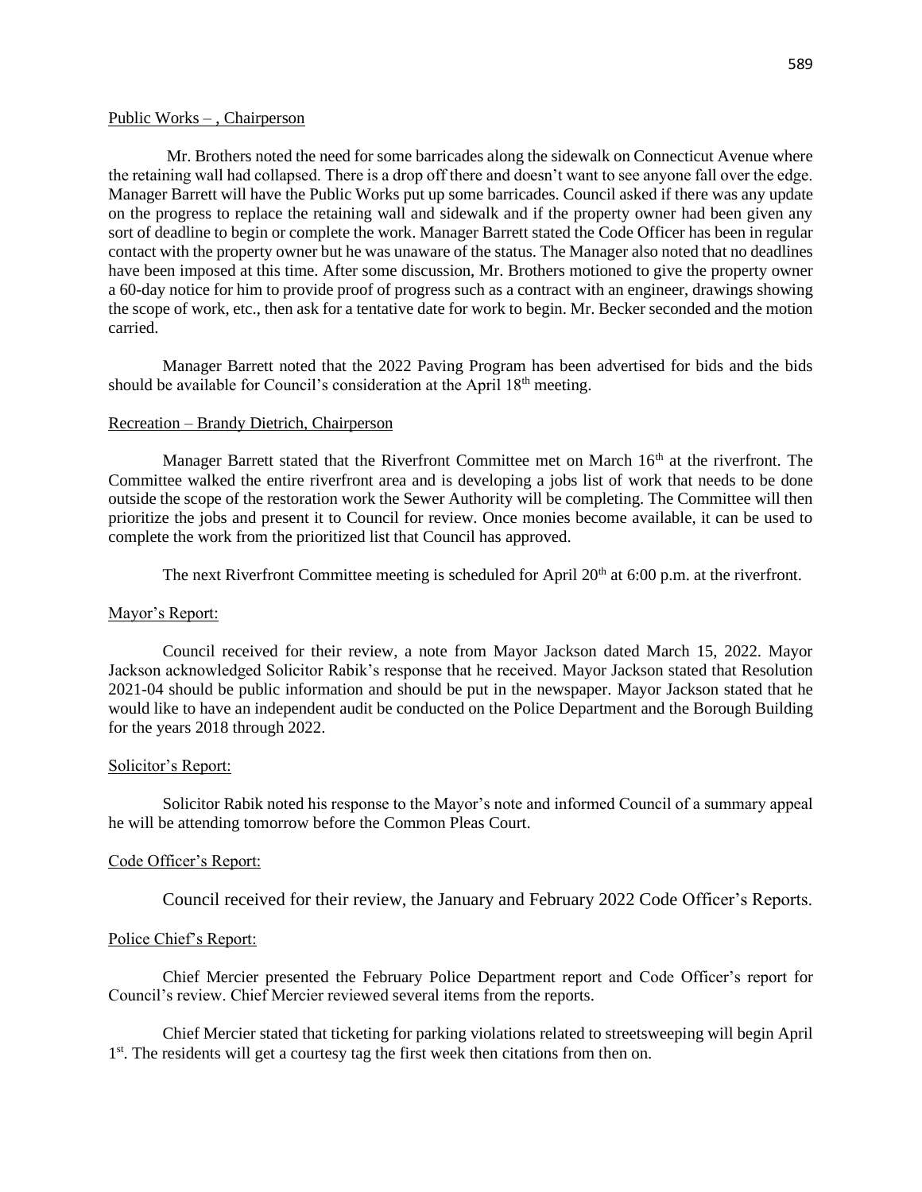Public Works – , Chairperson

Mr. Brothers noted the need for some barricades along the sidewalk on Connecticut Avenue where the retaining wall had collapsed. There is a drop off there and doesn't want to see anyone fall over the edge. Manager Barrett will have the Public Works put up some barricades. Council asked if there was any update on the progress to replace the retaining wall and sidewalk and if the property owner had been given any sort of deadline to begin or complete the work. Manager Barrett stated the Code Officer has been in regular contact with the property owner but he was unaware of the status. The Manager also noted that no deadlines have been imposed at this time. After some discussion, Mr. Brothers motioned to give the property owner a 60-day notice for him to provide proof of progress such as a contract with an engineer, drawings showing the scope of work, etc., then ask for a tentative date for work to begin. Mr. Becker seconded and the motion carried.

Manager Barrett noted that the 2022 Paving Program has been advertised for bids and the bids should be available for Council's consideration at the April 18th meeting.

Recreation – Brandy Dietrich, Chairperson

Manager Barrett stated that the Riverfront Committee met on March 16th at the riverfront. The Committee walked the entire riverfront area and is developing a jobs list of work that needs to be done outside the scope of the restoration work the Sewer Authority will be completing. The Committee will then prioritize the jobs and present it to Council for review. Once monies become available, it can be used to complete the work from the prioritized list that Council has approved.

The next Riverfront Committee meeting is scheduled for April 20th at 6:00 p.m. at the riverfront.

Mayor's Report:

Council received for their review, a note from Mayor Jackson dated March 15, 2022. Mayor Jackson acknowledged Solicitor Rabik's response that he received. Mayor Jackson stated that Resolution 2021-04 should be public information and should be put in the newspaper. Mayor Jackson stated that he would like to have an independent audit be conducted on the Police Department and the Borough Building for the years 2018 through 2022.

Solicitor's Report:

Solicitor Rabik noted his response to the Mayor's note and informed Council of a summary appeal he will be attending tomorrow before the Common Pleas Court.

Code Officer's Report:

Council received for their review, the January and February 2022 Code Officer's Reports.

Police Chief's Report:

Chief Mercier presented the February Police Department report and Code Officer's report for Council's review. Chief Mercier reviewed several items from the reports.

Chief Mercier stated that ticketing for parking violations related to streetsweeping will begin April 1st. The residents will get a courtesy tag the first week then citations from then on.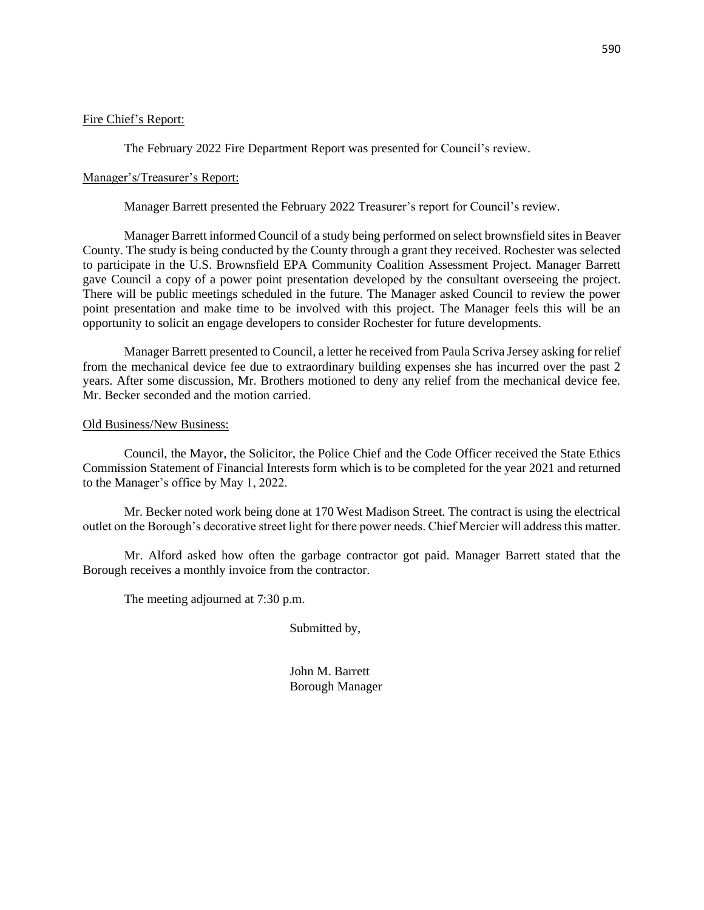Fire Chief's Report:

The February 2022 Fire Department Report was presented for Council's review.

Manager's/Treasurer's Report:

Manager Barrett presented the February 2022 Treasurer's report for Council's review.

Manager Barrett informed Council of a study being performed on select brownsfield sites in Beaver County. The study is being conducted by the County through a grant they received. Rochester was selected to participate in the U.S. Brownsfield EPA Community Coalition Assessment Project. Manager Barrett gave Council a copy of a power point presentation developed by the consultant overseeing the project. There will be public meetings scheduled in the future. The Manager asked Council to review the power point presentation and make time to be involved with this project. The Manager feels this will be an opportunity to solicit an engage developers to consider Rochester for future developments.

Manager Barrett presented to Council, a letter he received from Paula Scriva Jersey asking for relief from the mechanical device fee due to extraordinary building expenses she has incurred over the past 2 years. After some discussion, Mr. Brothers motioned to deny any relief from the mechanical device fee. Mr. Becker seconded and the motion carried.

Old Business/New Business:

Council, the Mayor, the Solicitor, the Police Chief and the Code Officer received the State Ethics Commission Statement of Financial Interests form which is to be completed for the year 2021 and returned to the Manager's office by May 1, 2022.

Mr. Becker noted work being done at 170 West Madison Street. The contract is using the electrical outlet on the Borough's decorative street light for there power needs. Chief Mercier will address this matter.

Mr. Alford asked how often the garbage contractor got paid. Manager Barrett stated that the Borough receives a monthly invoice from the contractor.

The meeting adjourned at 7:30 p.m.

Submitted by,

John M. Barrett
Borough Manager